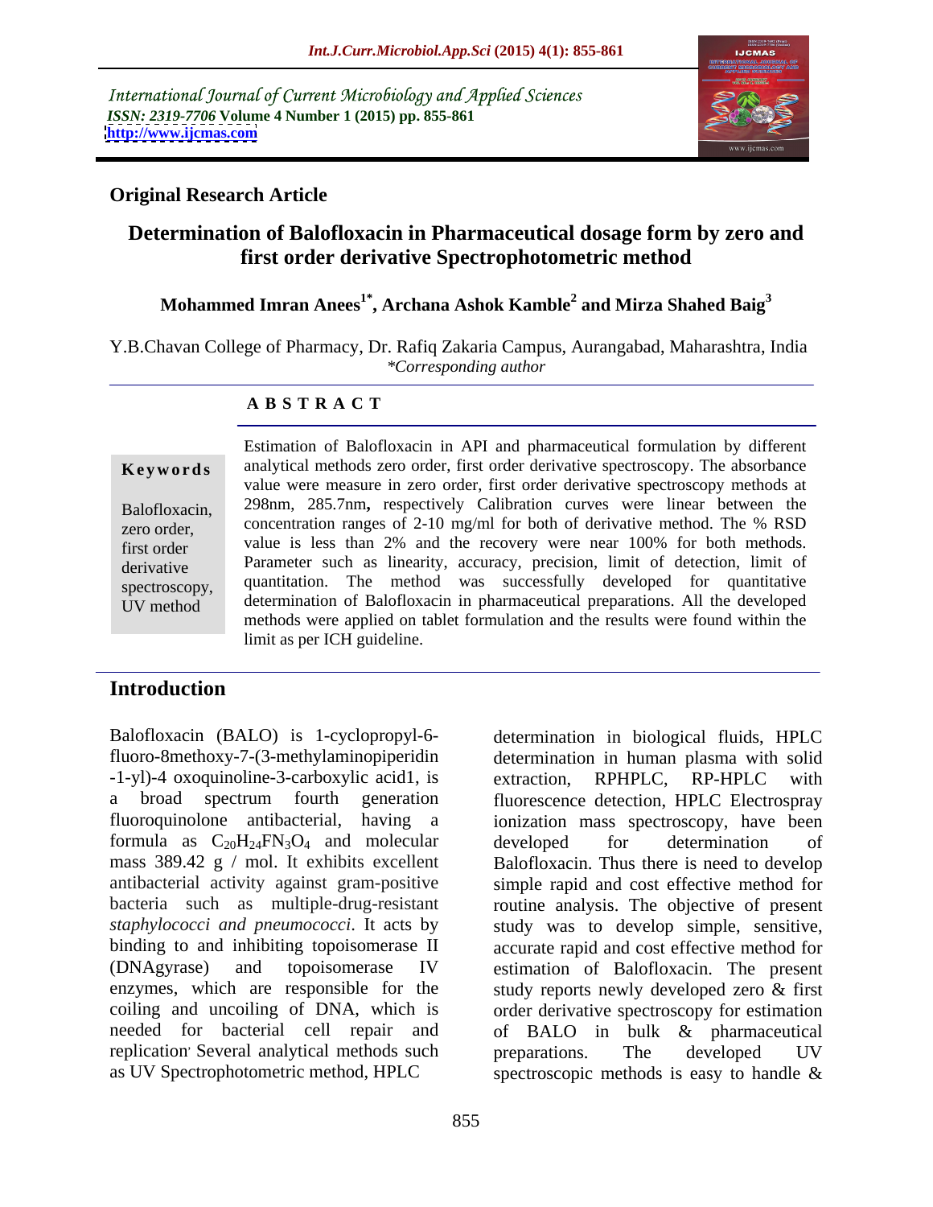International Journal of Current Microbiology and Applied Sciences
*ISSN: 2319-7706* **Volume 4 Number 1 (2015) pp. 855-861**
**http://www.ijcmas.com**

**Original Research Article**

# Determination of Balofloxacin in Pharmaceutical dosage form by zero and first order derivative Spectrophotometric method

**Mohammed Imran Anees[1*], Archana Ashok Kamble[2] and Mirza Shahed Baig[3]**

Y.B.Chavan College of Pharmacy, Dr. Rafiq Zakaria Campus, Aurangabad, Maharashtra, India
*\*Corresponding author*

## A B S T R A C T

**Keywords**

Balofloxacin, zero order, first order derivative spectroscopy, UV method

Estimation of Balofloxacin in API and pharmaceutical formulation by different analytical methods zero order, first order derivative spectroscopy. The absorbance value were measure in zero order, first order derivative spectroscopy methods at 298nm, 285.7nm**,** respectively Calibration curves were linear between the concentration ranges of 2-10 mg/ml for both of derivative method. The % RSD value is less than 2% and the recovery were near 100% for both methods. Parameter such as linearity, accuracy, precision, limit of detection, limit of quantitation. The method was successfully developed for quantitative determination of Balofloxacin in pharmaceutical preparations. All the developed methods were applied on tablet formulation and the results were found within the limit as per ICH guideline.

## Introduction

Balofloxacin (BALO) is 1-cyclopropyl-6-fluoro-8methoxy-7-(3-methylaminopiperidin-1-yl)-4 oxoquinoline-3-carboxylic acid1, is a broad spectrum fourth generation fluoroquinolone antibacterial, having a formula as $C_{20}H_{24}FN_3O_4$ and molecular mass 389.42 g / mol. It exhibits excellent antibacterial activity against gram-positive bacteria such as multiple-drug-resistant *staphylococci and pneumococci*. It acts by binding to and inhibiting topoisomerase II (DNAgyrase) and topoisomerase IV enzymes, which are responsible for the coiling and uncoiling of DNA, which is needed for bacterial cell repair and replication' Several analytical methods such as UV Spectrophotometric method, HPLC determination in biological fluids, HPLC determination in human plasma with solid extraction, RPHPLC, RP-HPLC with fluorescence detection, HPLC Electrospray ionization mass spectroscopy, have been developed for determination of Balofloxacin. Thus there is need to develop simple rapid and cost effective method for routine analysis. The objective of present study was to develop simple, sensitive, accurate rapid and cost effective method for estimation of Balofloxacin. The present study reports newly developed zero & first order derivative spectroscopy for estimation of BALO in bulk & pharmaceutical preparations. The developed UV spectroscopic methods is easy to handle &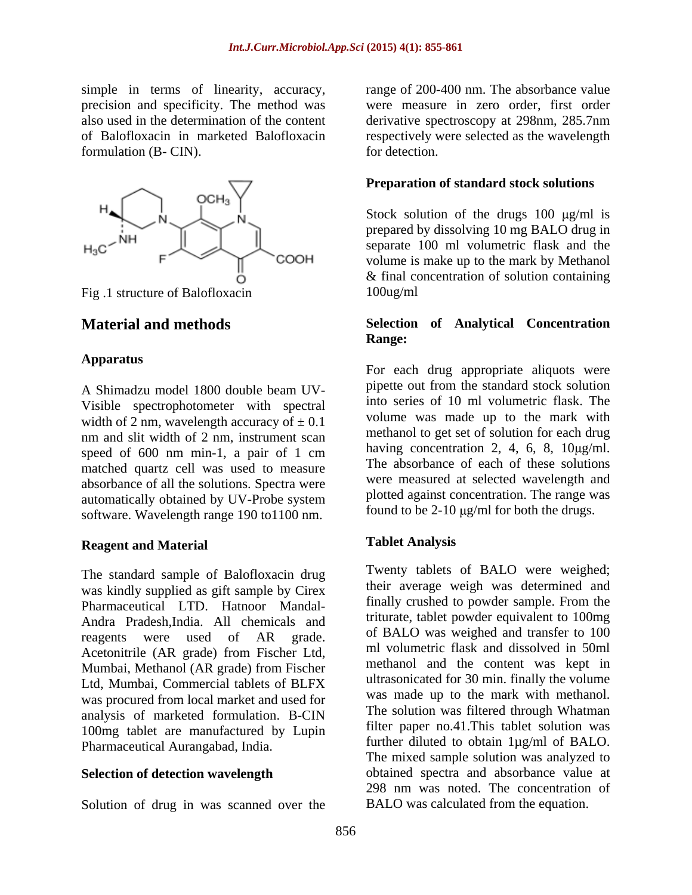simple in terms of linearity, accuracy, precision and specificity. The method was also used in the determination of the content of Balofloxacin in marketed Balofloxacin formulation (B- CIN).

Fig .1 structure of Balofloxacin

## Material and methods

### Apparatus

A Shimadzu model 1800 double beam UV-Visible spectrophotometer with spectral width of 2 nm, wavelength accuracy of ± 0.1 nm and slit width of 2 nm, instrument scan speed of 600 nm min-1, a pair of 1 cm matched quartz cell was used to measure absorbance of all the solutions. Spectra were automatically obtained by UV-Probe system software. Wavelength range 190 to1100 nm.

### Reagent and Material

The standard sample of Balofloxacin drug was kindly supplied as gift sample by Cirex Pharmaceutical LTD. Hatnoor Mandal-Andra Pradesh,India. All chemicals and reagents were used of AR grade. Acetonitrile (AR grade) from Fischer Ltd, Mumbai, Methanol (AR grade) from Fischer Ltd, Mumbai, Commercial tablets of BLFX was procured from local market and used for analysis of marketed formulation. B-CIN 100mg tablet are manufactured by Lupin Pharmaceutical Aurangabad, India.

### Selection of detection wavelength

Solution of drug in was scanned over the range of 200-400 nm. The absorbance value were measure in zero order, first order derivative spectroscopy at 298nm, 285.7nm respectively were selected as the wavelength for detection.

### Preparation of standard stock solutions

Stock solution of the drugs 100 μg/ml is prepared by dissolving 10 mg BALO drug in separate 100 ml volumetric flask and the volume is make up to the mark by Methanol & final concentration of solution containing 100ug/ml

### Selection of Analytical Concentration Range:

For each drug appropriate aliquots were pipette out from the standard stock solution into series of 10 ml volumetric flask. The volume was made up to the mark with methanol to get set of solution for each drug having concentration 2, 4, 6, 8, 10μg/ml. The absorbance of each of these solutions were measured at selected wavelength and plotted against concentration. The range was found to be 2-10 μg/ml for both the drugs.

### Tablet Analysis

Twenty tablets of BALO were weighed; their average weigh was determined and finally crushed to powder sample. From the triturate, tablet powder equivalent to 100mg of BALO was weighed and transfer to 100 ml volumetric flask and dissolved in 50ml methanol and the content was kept in ultrasonicated for 30 min. finally the volume was made up to the mark with methanol. The solution was filtered through Whatman filter paper no.41.This tablet solution was further diluted to obtain 1μg/ml of BALO. The mixed sample solution was analyzed to obtained spectra and absorbance value at 298 nm was noted. The concentration of BALO was calculated from the equation.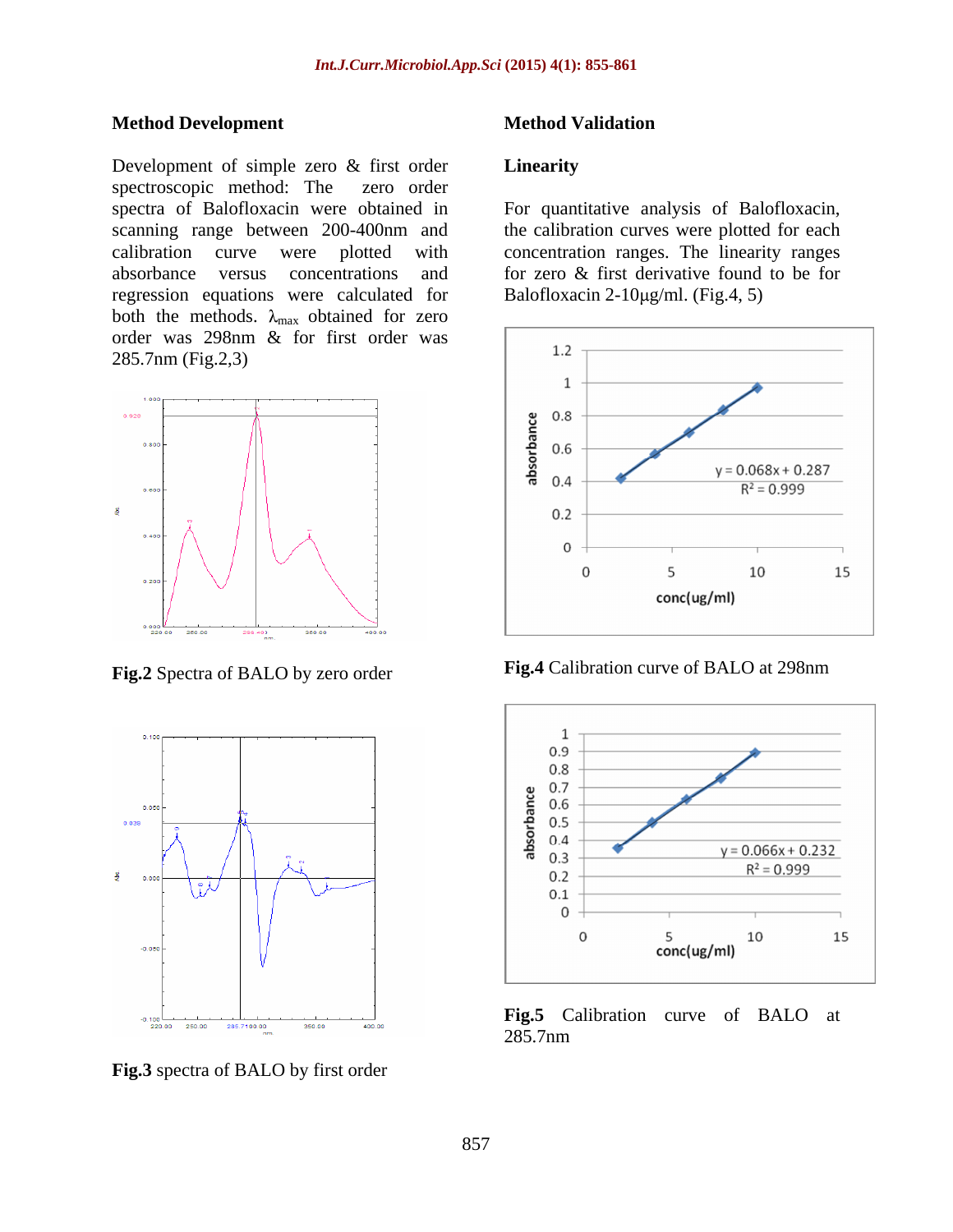## Method Development

Development of simple zero & first order spectroscopic method: The zero order spectra of Balofloxacin were obtained in scanning range between 200-400nm and calibration curve were plotted with absorbance versus concentrations and regression equations were calculated for both the methods. $\lambda_{max}$ obtained for zero order was 298nm & for first order was 285.7nm (Fig.2,3)

**Fig.2** Spectra of BALO by zero order

**Fig.3** spectra of BALO by first order

## Method Validation

### Linearity

For quantitative analysis of Balofloxacin, the calibration curves were plotted for each concentration ranges. The linearity ranges for zero & first derivative found to be for Balofloxacin 2-10µg/ml. (Fig.4, 5)

**Fig.4** Calibration curve of BALO at 298nm

**Fig.5** Calibration curve of BALO at 285.7nm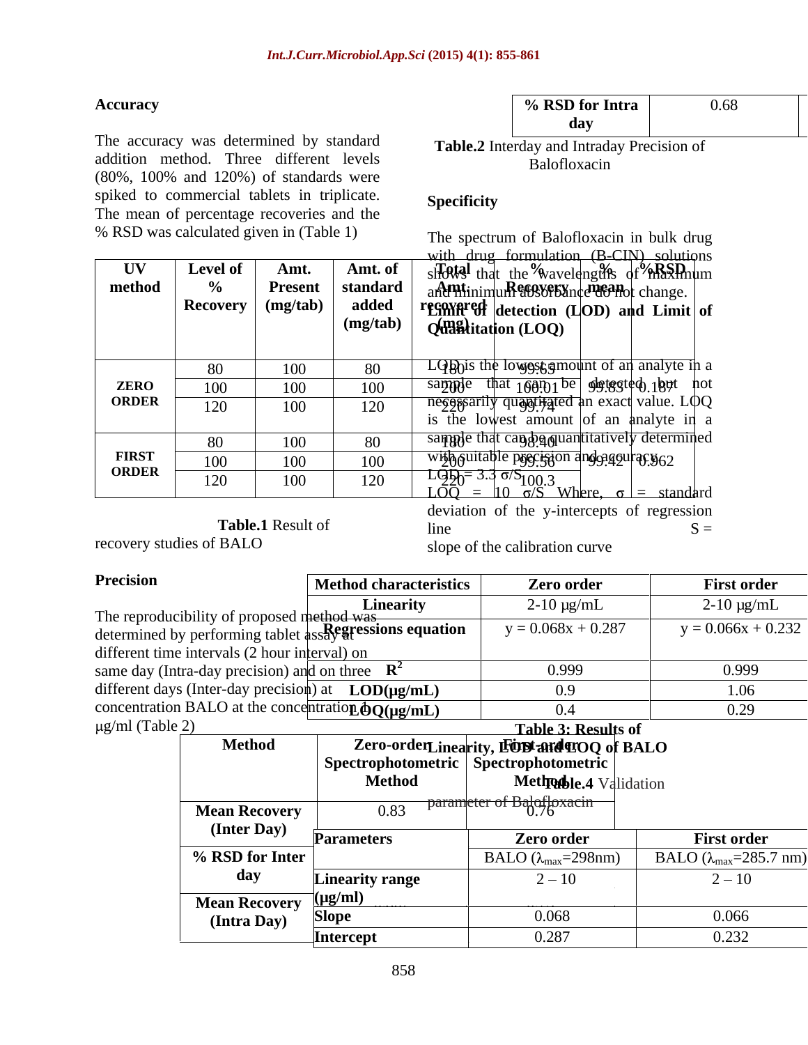## Accuracy

The accuracy was determined by standard addition method. Three different levels (80%, 100% and 120%) of standards were spiked to commercial tablets in triplicate. The mean of percentage recoveries and the % RSD was calculated given in (Table 1)

| UV method | Level of % Recovery | Amt. Present (mg/tab) | Amt. of standard added (mg/tab) | Total Amt. recovered (mg) | % Recovery | % mean | %RSD |
|---|---|---|---|---|---|---|---|
| ZERO ORDER | 80 | 100 | 80 | 180 | 99.63 | 99.83 | 0.187 |
| | 100 | 100 | 100 | 200 | 100.01 | | |
| | 120 | 100 | 120 | 220 | 99.74 | | |
| FIRST ORDER | 80 | 100 | 80 | 180 | 98.40 | 99.42 | 0.962 |
| | 100 | 100 | 100 | 200 | 99.56 | | |
| | 120 | 100 | 120 | 220 | 100.3 | | |

**Table.1** Result of recovery studies of BALO

## Precision

The reproducibility of proposed method was determined by performing tablet assay at different time intervals (2 hour interval) on same day (Intra-day precision) and on three different days (Inter-day precision) at concentration BALO at the concentration 4 µg/ml (Table 2)

| Method | Zero-order Spectrophotometric Method | First-order Spectrophotometric Method |
|---|---|---|
| Mean Recovery (Inter Day) | 0.83 | 0.76 |
| % RSD for Inter day | | |
| Mean Recovery (Intra Day) | | |
| % RSD for Intra day | 0.68 | |

**Table.2** Interday and Intraday Precision of Balofloxacin

## Specificity

The spectrum of Balofloxacin in bulk drug with drug formulation (B-CIN) solutions shows that the wavelengths of maximum and minimum absorbance do not change.

## Limit of detection (LOD) and Limit of Quantitation (LOQ)

LOD is the lowest amount of an analyte in a sample that can be detected but not necessarily quantitated an exact value. LOQ is the lowest amount of an analyte in a sample that can be quantitatively determined with suitable precision and accuracy.

LOD = 3.3 σ/S

LOQ = 10 σ/S Where, σ = standard deviation of the y-intercepts of regression line S = slope of the calibration curve

| Method characteristics | Zero order | First order |
|---|---|---|
| Linearity | 2-10 µg/mL | 2-10 µg/mL |
| Regressions equation | y = 0.068x + 0.287 | y = 0.066x + 0.232 |
| $R^2$ | 0.999 | 0.999 |
| LOD(µg/mL) | 0.9 | 1.06 |
| LOQ(µg/mL) | 0.4 | 0.29 |

**Table 3: Results of Linearity, LOD and LOQ of BALO**

**Table.4** Validation parameter of Balofloxacin

| Parameters | Zero order | First order |
|---|---|---|
| | BALO ($\lambda_{max}$=298nm) | BALO ($\lambda_{max}$=285.7 nm) |
| Linearity range (µg/ml) | 2 – 10 | 2 – 10 |
| Slope | 0.068 | 0.066 |
| Intercept | 0.287 | 0.232 |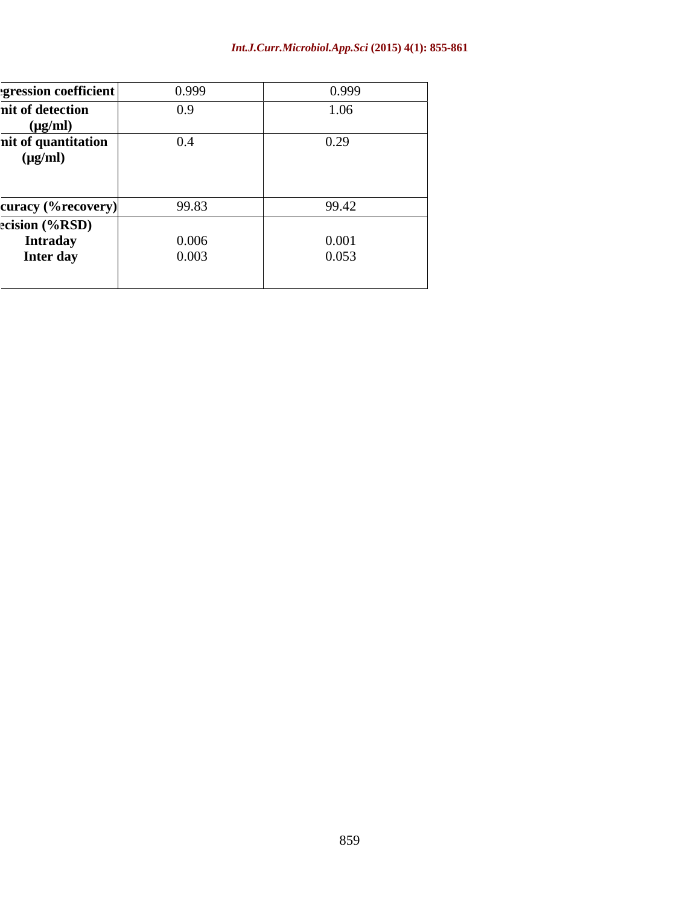| egression coefficient | 0.999 | 0.999 |
|---|---|---|
| nit of detection (μg/ml) | 0.9 | 1.06 |
| nit of quantitation (μg/ml) | 0.4 | 0.29 |
| curacy (%recovery) | 99.83 | 99.42 |
| ecision (%RSD) | | |
| Intraday | 0.006 | 0.001 |
| Inter day | 0.003 | 0.053 |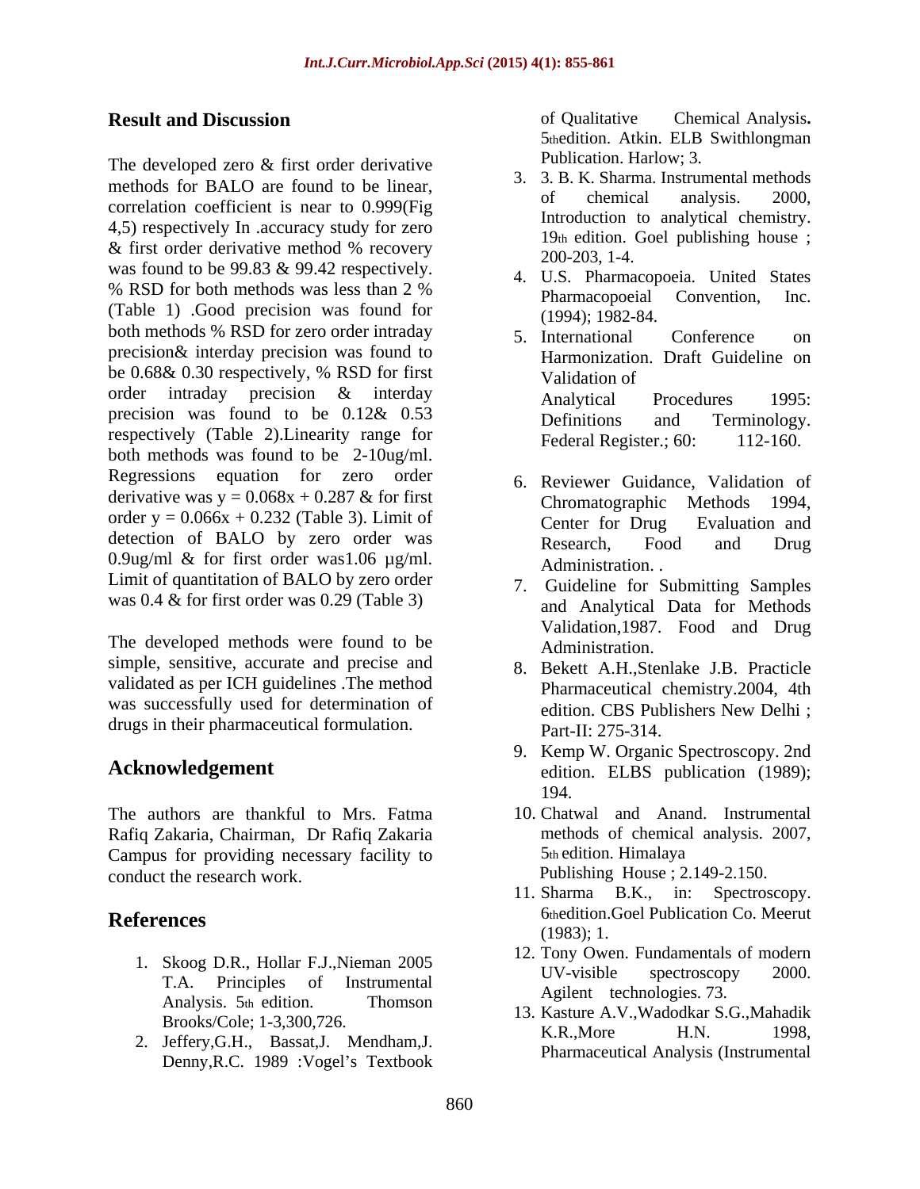## Result and Discussion

The developed zero & first order derivative methods for BALO are found to be linear, correlation coefficient is near to 0.999(Fig 4,5) respectively In .accuracy study for zero & first order derivative method % recovery was found to be 99.83 & 99.42 respectively. % RSD for both methods was less than 2 % (Table 1) .Good precision was found for both methods % RSD for zero order intraday precision& interday precision was found to be 0.68& 0.30 respectively, % RSD for first order intraday precision & interday precision was found to be 0.12& 0.53 respectively (Table 2).Linearity range for both methods was found to be 2-10ug/ml. Regressions equation for zero order derivative was $y = 0.068x + 0.287$ & for first order $y = 0.066x + 0.232$ (Table 3). Limit of detection of BALO by zero order was 0.9ug/ml & for first order was1.06 µg/ml. Limit of quantitation of BALO by zero order was 0.4 & for first order was 0.29 (Table 3)

The developed methods were found to be simple, sensitive, accurate and precise and validated as per ICH guidelines .The method was successfully used for determination of drugs in their pharmaceutical formulation.

## Acknowledgement

The authors are thankful to Mrs. Fatma Rafiq Zakaria, Chairman, Dr Rafiq Zakaria Campus for providing necessary facility to conduct the research work.

## References

1. Skoog D.R., Hollar F.J.,Nieman 2005 T.A. Principles of Instrumental Analysis. 5th edition. Thomson Brooks/Cole; 1-3,300,726.
2. Jeffery,G.H., Bassat,J. Mendham,J. Denny,R.C. 1989 :Vogel's Textbook of Qualitative Chemical Analysis**.** 5thedition. Atkin. ELB Swithlongman Publication. Harlow; 3.
3. 3. B. K. Sharma. Instrumental methods of chemical analysis. 2000, Introduction to analytical chemistry. 19th edition. Goel publishing house ; 200-203, 1-4.
4. U.S. Pharmacopoeia. United States Pharmacopoeial Convention, Inc. (1994); 1982-84.
5. International Conference on Harmonization. Draft Guideline on Validation of Analytical Procedures 1995: Definitions and Terminology. Federal Register.; 60: 112-160.
6. Reviewer Guidance, Validation of Chromatographic Methods 1994, Center for Drug Evaluation and Research, Food and Drug Administration. .
7. Guideline for Submitting Samples and Analytical Data for Methods Validation,1987. Food and Drug Administration.
8. Bekett A.H.,Stenlake J.B. Practicle Pharmaceutical chemistry.2004, 4th edition. CBS Publishers New Delhi ; Part-II: 275-314.
9. Kemp W. Organic Spectroscopy. 2nd edition. ELBS publication (1989); 194.
10. Chatwal and Anand. Instrumental methods of chemical analysis. 2007, 5th edition. Himalaya Publishing House ; 2.149-2.150.
11. Sharma B.K., in: Spectroscopy. 6thedition.Goel Publication Co. Meerut (1983); 1.
12. Tony Owen. Fundamentals of modern UV-visible spectroscopy 2000. Agilent technologies. 73.
13. Kasture A.V.,Wadodkar S.G.,Mahadik K.R.,More H.N. 1998, Pharmaceutical Analysis (Instrumental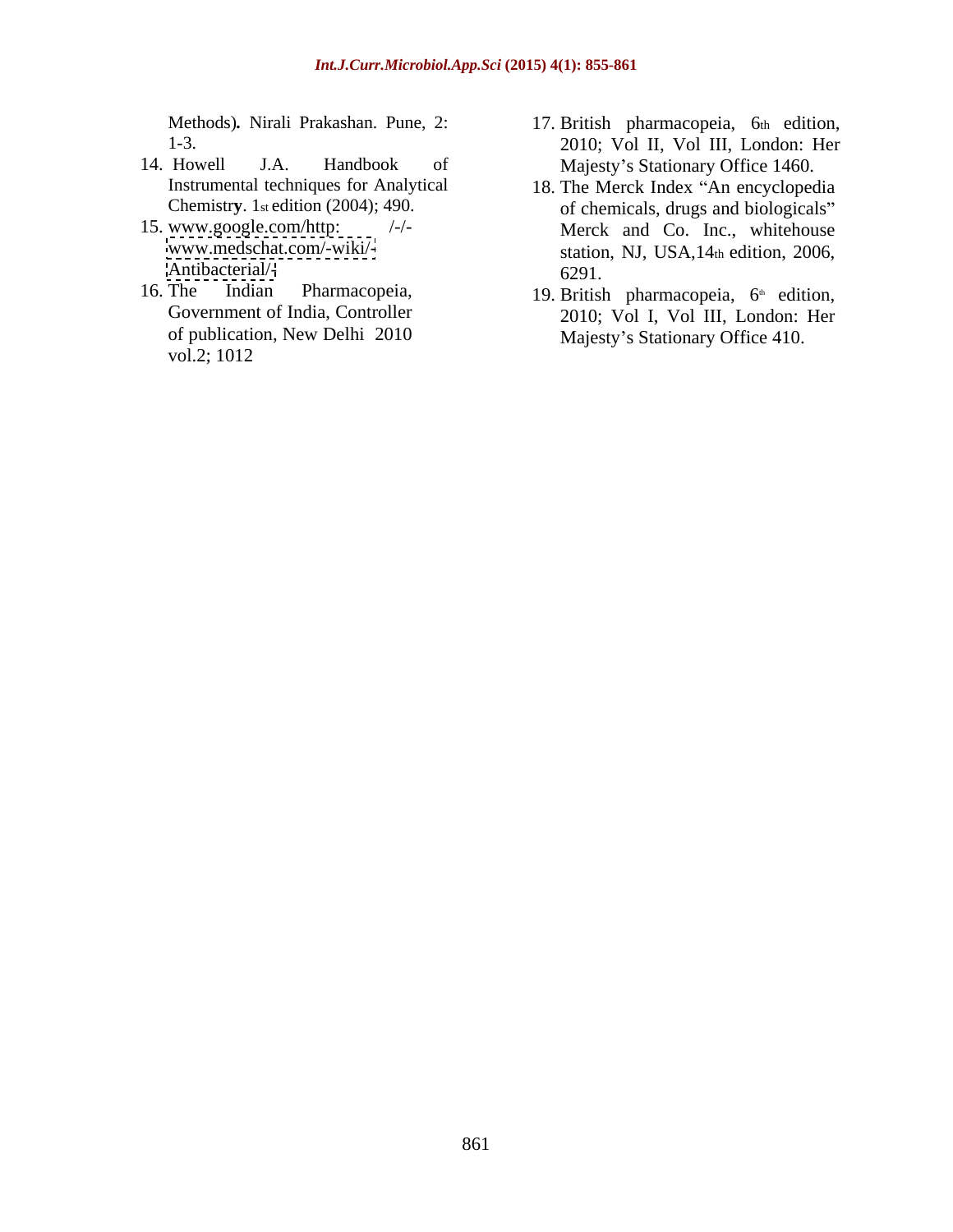Methods). Nirali Prakashan. Pune, 2: 1-3.

14. Howell J.A. Handbook of Instrumental techniques for Analytical Chemistry. 1st edition (2004); 490.
15. www.google.com/http: /-/- www.medschat.com/-wiki/- Antibacterial/-
16. The Indian Pharmacopeia, Government of India, Controller of publication, New Delhi 2010 vol.2; 1012
17. British pharmacopeia, 6th edition, 2010; Vol II, Vol III, London: Her Majesty's Stationary Office 1460.
18. The Merck Index "An encyclopedia of chemicals, drugs and biologicals" Merck and Co. Inc., whitehouse station, NJ, USA,14th edition, 2006, 6291.
19. British pharmacopeia, 6th edition, 2010; Vol I, Vol III, London: Her Majesty's Stationary Office 410.